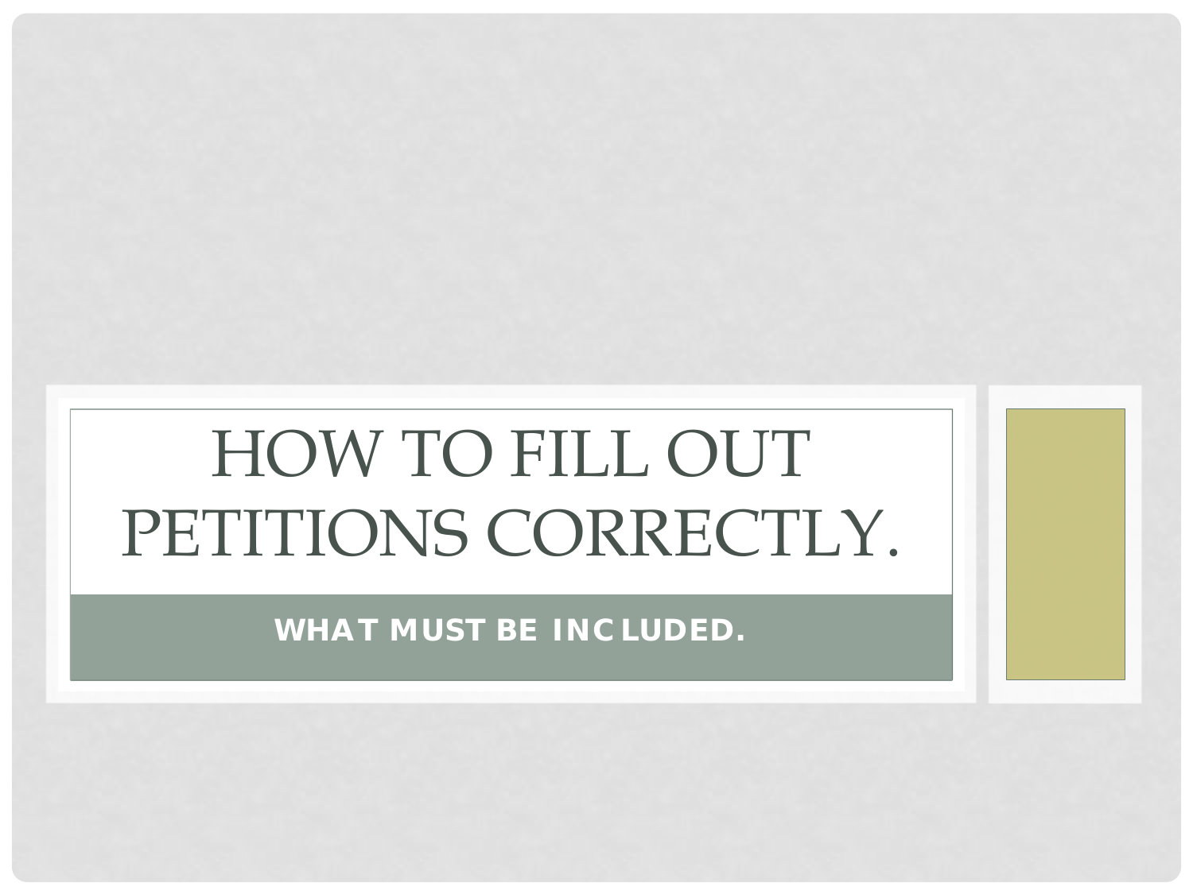# HOW TO FILL OUT PETITIONS CORRECTLY.

**WHAT MUST BE INCLUDED.**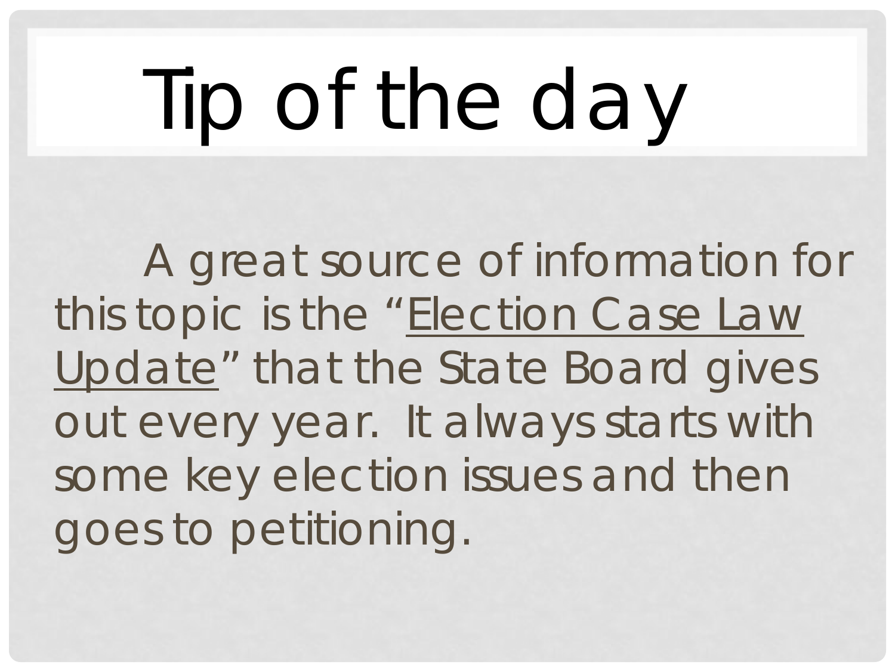# Tip of the day

A great source of information for this topic is the "Election Case Law Update" that the State Board gives out every year. It always starts with some key election issues and then goes to petitioning.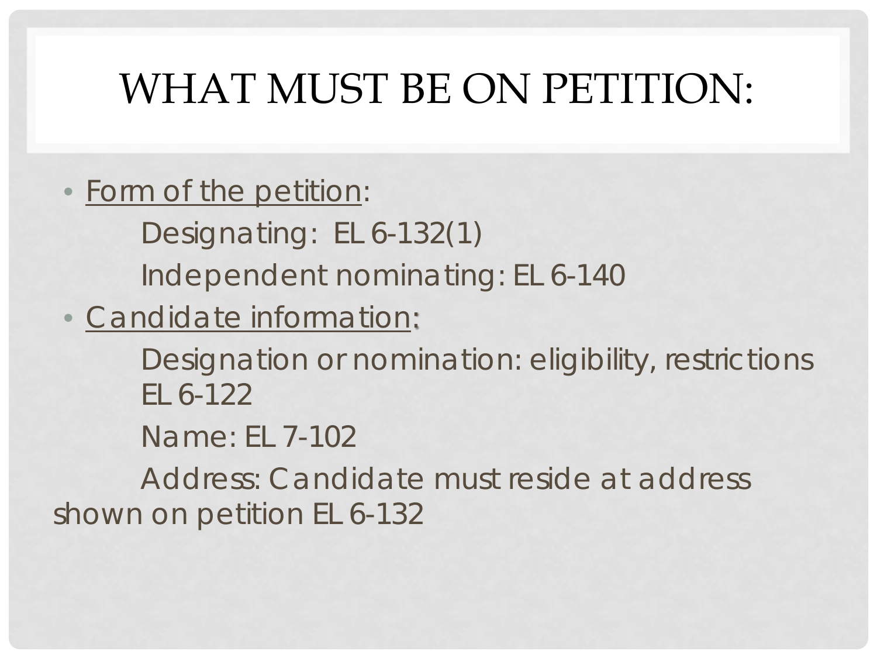# WHAT MUST BE ON PETITION:

- Form of the petition:
  - Designating: EL 6-132(1)
  - Independent nominating: EL 6-140
- Candidate information:
  - Designation or nomination: eligibility, restrictions EL 6-122
  - Name: EL 7-102
  - Address: Candidate must reside at address shown on petition EL 6-132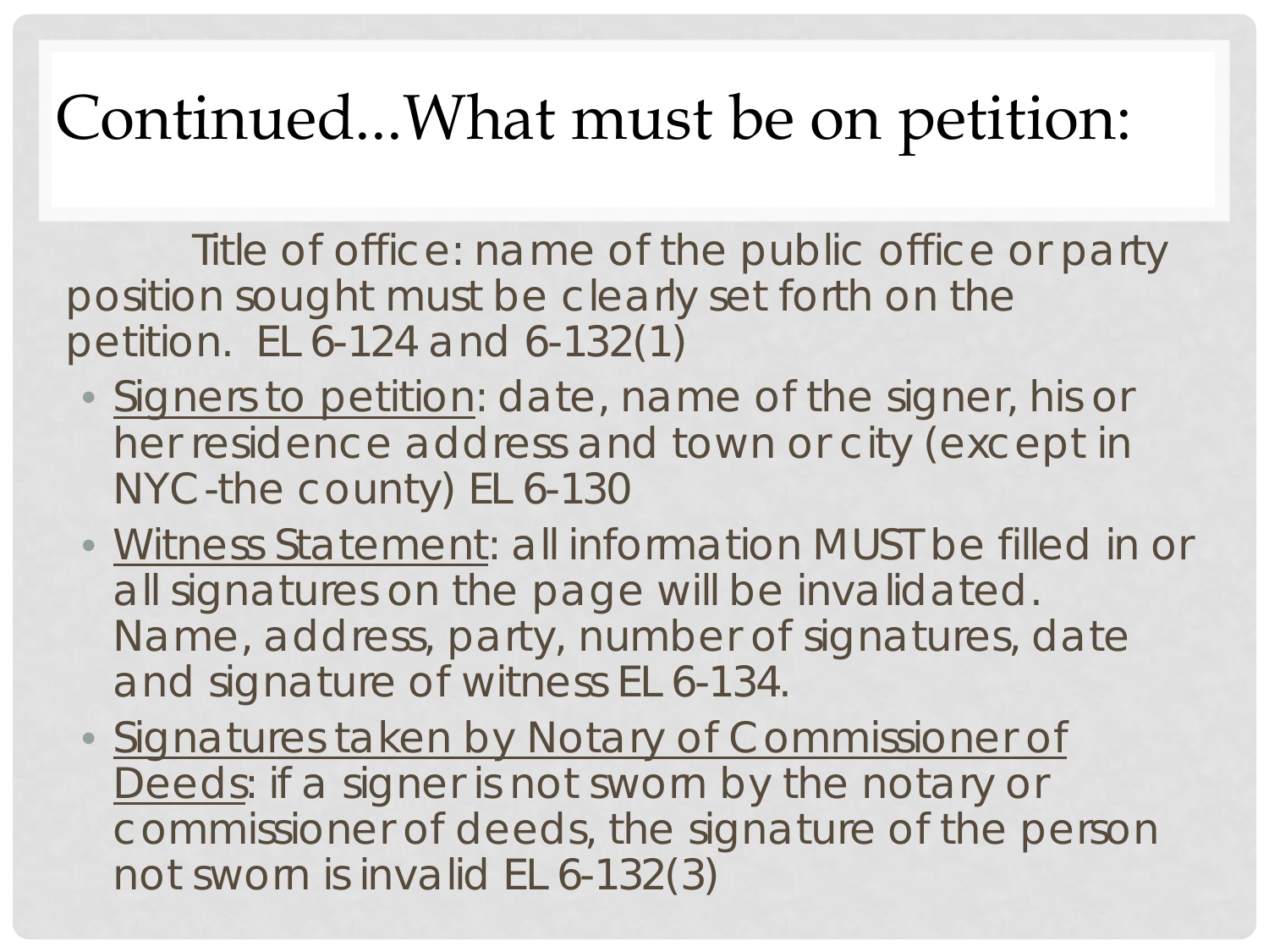# Continued...What must be on petition:

Title of office: name of the public office or party position sought must be clearly set forth on the petition. EL 6-124 and 6-132(1)

- Signers to petition: date, name of the signer, his or her residence address and town or city (except in NYC-the county) EL 6-130
- Witness Statement: all information MUST be filled in or all signatures on the page will be invalidated. Name, address, party, number of signatures, date and signature of witness EL 6-134.
- Signatures taken by Notary of Commissioner of Deeds: if a signer is not sworn by the notary or commissioner of deeds, the signature of the person not sworn is invalid EL 6-132(3)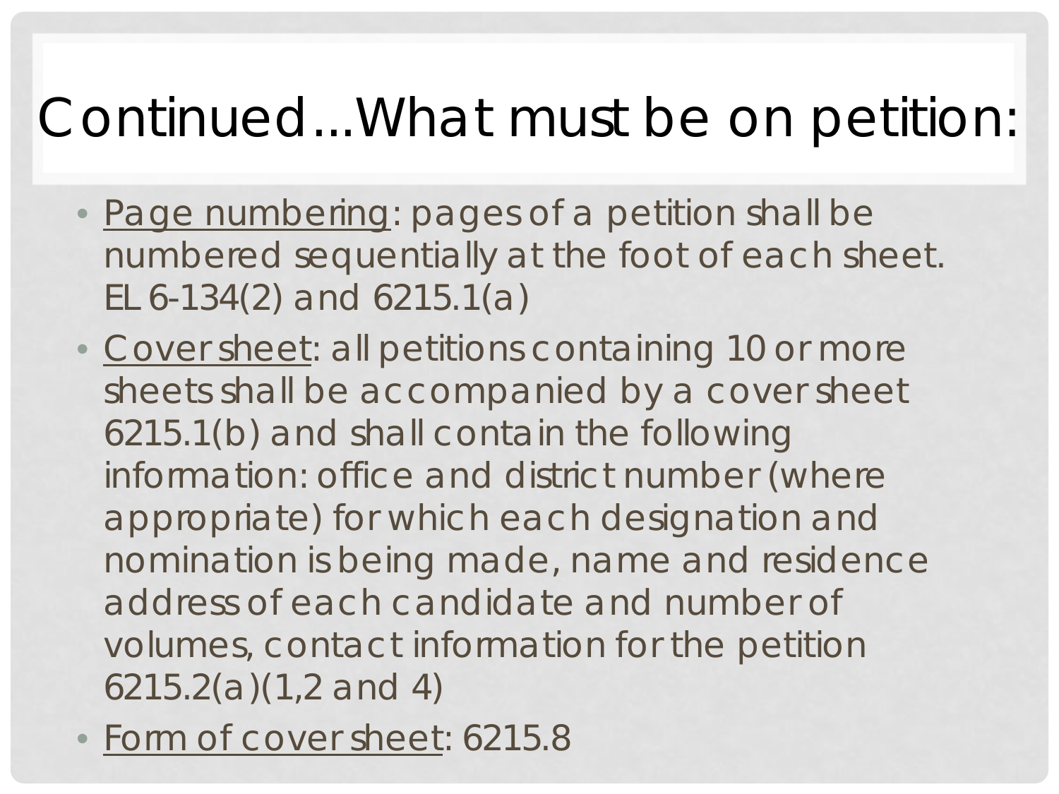# Continued...What must be on petition:

- Page numbering: pages of a petition shall be numbered sequentially at the foot of each sheet. EL 6-134(2) and 6215.1(a)
- Cover sheet: all petitions containing 10 or more sheets shall be accompanied by a cover sheet 6215.1(b) and shall contain the following information: office and district number (where appropriate) for which each designation and nomination is being made, name and residence address of each candidate and number of volumes, contact information for the petition 6215.2(a)(1,2 and 4)
- Form of cover sheet: 6215.8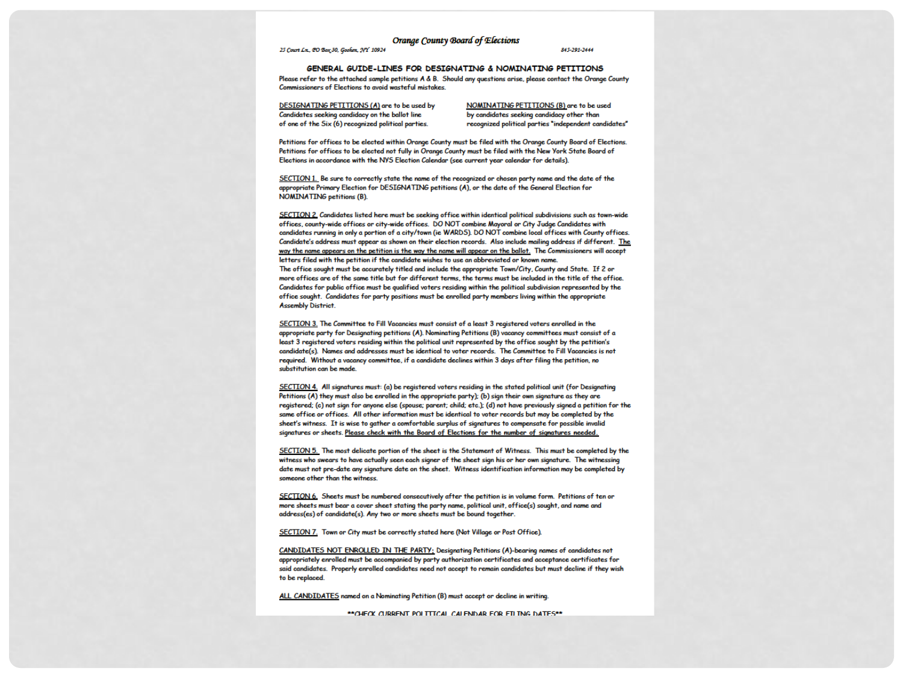# Orange County Board of Elections

25 Court Ln., PO Box 30, Goshen, NY 10924 845-291-2444

## GENERAL GUIDE-LINES FOR DESIGNATING & NOMINATING PETITIONS

Please refer to the attached sample petitions A & B. Should any questions arise, please contact the Orange County Commissioners of Elections to avoid wasteful mistakes.

DESIGNATING PETITIONS (A) are to be used by Candidates seeking candidacy on the ballot line of one of the Six (6) recognized political parties.

NOMINATING PETITIONS (B) are to be used by candidates seeking candidacy other than recognized political parties "independent candidates"

Petitions for offices to be elected within Orange County must be filed with the Orange County Board of Elections. Petitions for offices to be elected not fully in Orange County must be filed with the New York State Board of Elections in accordance with the NYS Election Calendar (see current year calendar for details).

SECTION 1. Be sure to correctly state the name of the recognized or chosen party name and the date of the appropriate Primary Election for DESIGNATING petitions (A), or the date of the General Election for NOMINATING petitions (B).

SECTION 2. Candidates listed here must be seeking office within identical political subdivisions such as town-wide offices, county-wide offices or city-wide offices. DO NOT combine Mayoral or City Judge Candidates with candidates running in only a portion of a city/town (ie WARDS). DO NOT combine local offices with County offices. Candidate's address must appear as shown on their election records. Also include mailing address if different. The way the name appears on the petition is the way the name will appear on the ballot. The Commissioners will accept letters filed with the petition if the candidate wishes to use an abbreviated or known name.
The office sought must be accurately titled and include the appropriate Town/City, County and State. If 2 or more offices are of the same title but for different terms, the terms must be included in the title of the office. Candidates for public office must be qualified voters residing within the political subdivision represented by the office sought. Candidates for party positions must be enrolled party members living within the appropriate Assembly District.

SECTION 3. The Committee to Fill Vacancies must consist of a least 3 registered voters enrolled in the appropriate party for Designating petitions (A). Nominating Petitions (B) vacancy committees must consist of a least 3 registered voters residing within the political unit represented by the office sought by the petition's candidate(s). Names and addresses must be identical to voter records. The Committee to Fill Vacancies is not required. Without a vacancy committee, if a candidate declines within 3 days after filing the petition, no substitution can be made.

SECTION 4. All signatures must: (a) be registered voters residing in the stated political unit (for Designating Petitions (A) they must also be enrolled in the appropriate party); (b) sign their own signature as they are registered; (c) not sign for anyone else (spouse; parent; child; etc.); (d) not have previously signed a petition for the same office or offices. All other information must be identical to voter records but may be completed by the sheet's witness. It is wise to gather a comfortable surplus of signatures to compensate for possible invalid signatures or sheets. Please check with the Board of Elections for the number of signatures needed.

SECTION 5. The most delicate portion of the sheet is the Statement of Witness. This must be completed by the witness who swears to have actually seen each signer of the sheet sign his or her own signature. The witnessing date must not pre-date any signature date on the sheet. Witness identification information may be completed by someone other than the witness.

SECTION 6. Sheets must be numbered consecutively after the petition is in volume form. Petitions of ten or more sheets must bear a cover sheet stating the party name, political unit, office(s) sought, and name and address(es) of candidate(s). Any two or more sheets must be bound together.

SECTION 7. Town or City must be correctly stated here (Not Village or Post Office).

CANDIDATES NOT ENROLLED IN THE PARTY: Designating Petitions (A)-bearing names of candidates not appropriately enrolled must be accompanied by party authorization certificates and acceptance certificates for said candidates. Properly enrolled candidates need not accept to remain candidates but must decline if they wish to be replaced.

ALL CANDIDATES named on a Nominating Petition (B) must accept or decline in writing.

**CHECK CURRENT POLITICAL CALENDAR FOR FILING DATES**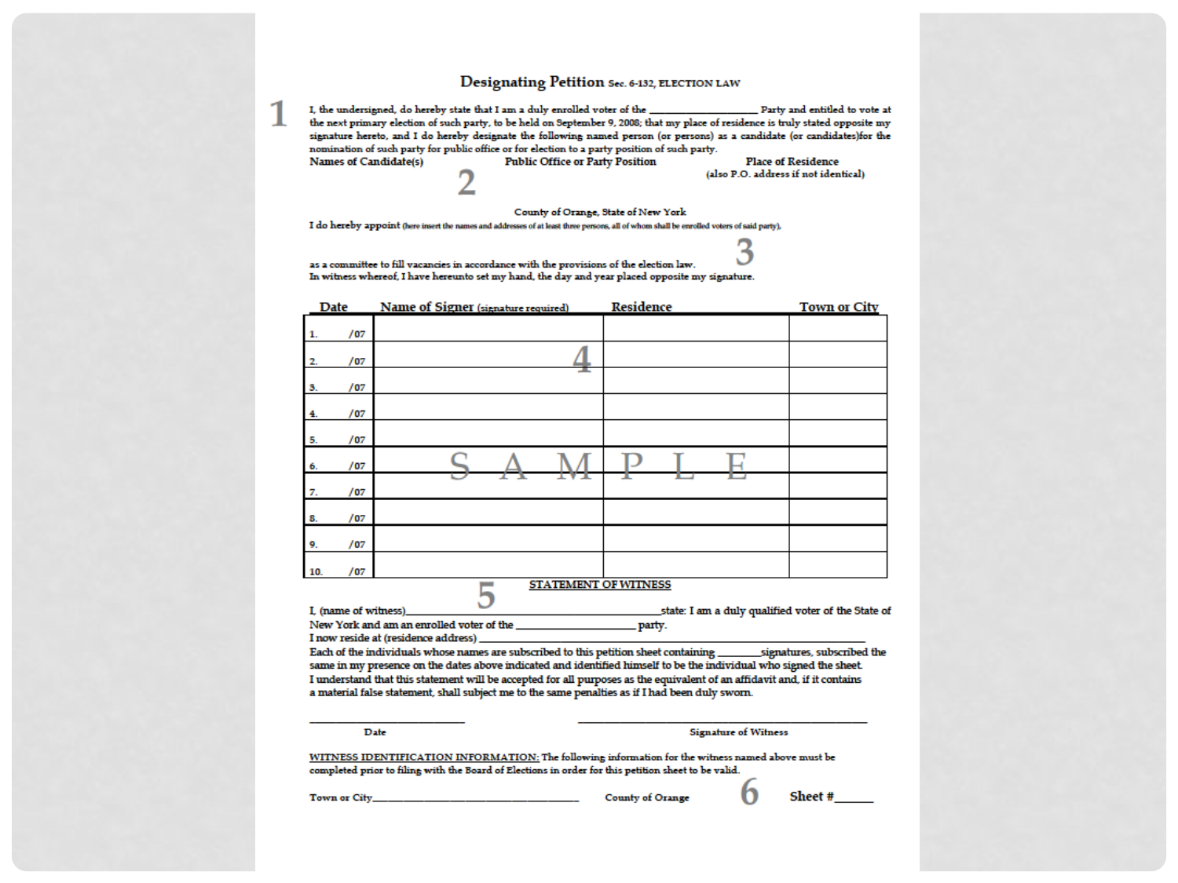# Designating Petition Sec. 6-132, ELECTION LAW

1

I, the undersigned, do hereby state that I am a duly enrolled voter of the ___________________ Party and entitled to vote at the next primary election of such party, to be held on September 9, 2008; that my place of residence is truly stated opposite my signature hereto, and I do hereby designate the following named person (or persons) as a candidate (or candidates)for the nomination of such party for public office or for election to a party position of such party.

**Names of Candidate(s)** **Public Office or Party Position** **Place of Residence** (also P.O. address if not identical)

2

County of Orange, State of New York

I do hereby appoint (here insert the names and addresses of at least three persons, all of whom shall be enrolled voters of said party),

3

as a committee to fill vacancies in accordance with the provisions of the election law.
In witness whereof, I have hereunto set my hand, the day and year placed opposite my signature.

| Date | Name of Signer (signature required) | Residence | Town or City |
|---|---|---|---|
| 1. /07 | | | |
| 2. /07 | | | |
| 3. /07 | | | |
| 4. /07 | | | |
| 5. /07 | | | |
| 6. /07 | | | |
| 7. /07 | | | |
| 8. /07 | | | |
| 9. /07 | | | |
| 10. /07 | | | |

4

SAMPLE

5

**STATEMENT OF WITNESS**

I, (name of witness)_________________________________________state: I am a duly qualified voter of the State of New York and am an enrolled voter of the ____________________ party.

I now reside at (residence address) ______________________________________________________

Each of the individuals whose names are subscribed to this petition sheet containing ________signatures, subscribed the same in my presence on the dates above indicated and identified himself to be the individual who signed the sheet.

I understand that this statement will be accepted for all purposes as the equivalent of an affidavit and, if it contains a material false statement, shall subject me to the same penalties as if I had been duly sworn.

___________________________ Date

_____________________________________________ Signature of Witness

WITNESS IDENTIFICATION INFORMATION: The following information for the witness named above must be completed prior to filing with the Board of Elections in order for this petition sheet to be valid.

Town or City_________________________________ County of Orange

6

**Sheet #______**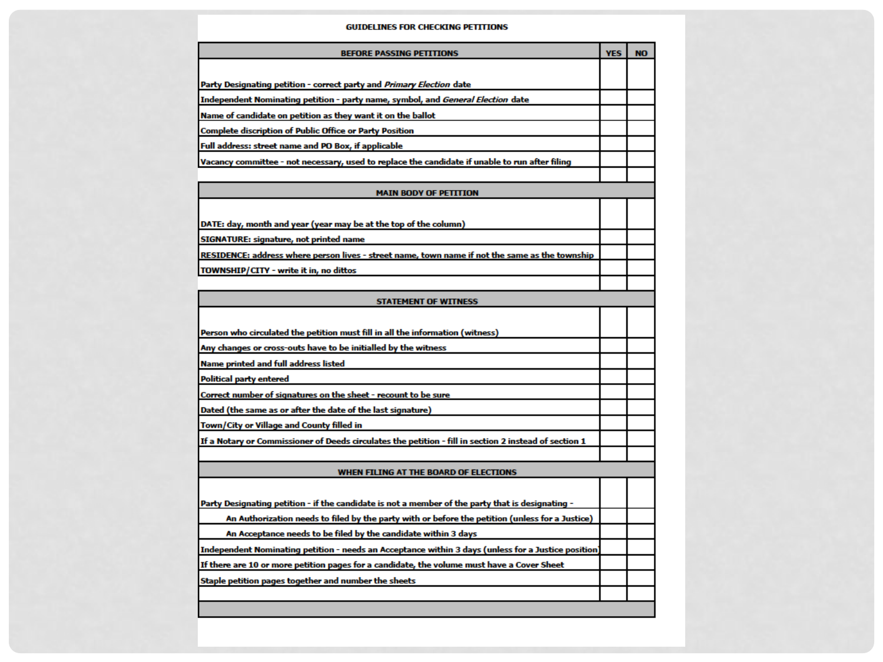## GUIDELINES FOR CHECKING PETITIONS

| BEFORE PASSING PETITIONS | YES | NO |
|---|---|---|
| Party Designating petition - correct party and *Primary Election* date | | |
| Independent Nominating petition - party name, symbol, and *General Election* date | | |
| Name of candidate on petition as they want it on the ballot | | |
| Complete discription of Public Office or Party Position | | |
| Full address: street name and PO Box, if applicable | | |
| Vacancy committee - not necessary, used to replace the candidate if unable to run after filing | | |
| | | |
| **MAIN BODY OF PETITION** | | |
| DATE: day, month and year (year may be at the top of the column) | | |
| SIGNATURE: signature, not printed name | | |
| RESIDENCE: address where person lives - street name, town name if not the same as the township | | |
| TOWNSHIP/CITY - write it in, no dittos | | |
| | | |
| **STATEMENT OF WITNESS** | | |
| Person who circulated the petition must fill in all the information (witness) | | |
| Any changes or cross-outs have to be initialled by the witness | | |
| Name printed and full address listed | | |
| Political party entered | | |
| Correct number of signatures on the sheet - recount to be sure | | |
| Dated (the same as or after the date of the last signature) | | |
| Town/City or Village and County filled in | | |
| If a Notary or Commissioner of Deeds circulates the petition - fill in section 2 instead of section 1 | | |
| | | |
| **WHEN FILING AT THE BOARD OF ELECTIONS** | | |
| Party Designating petition - if the candidate is not a member of the party that is designating - | | |
| An Authorization needs to filed by the party with or before the petition (unless for a Justice) | | |
| An Acceptance needs to be filed by the candidate within 3 days | | |
| Independent Nominating petition - needs an Acceptance within 3 days (unless for a Justice position) | | |
| If there are 10 or more petition pages for a candidate, the volume must have a Cover Sheet | | |
| Staple petition pages together and number the sheets | | |
| | | |